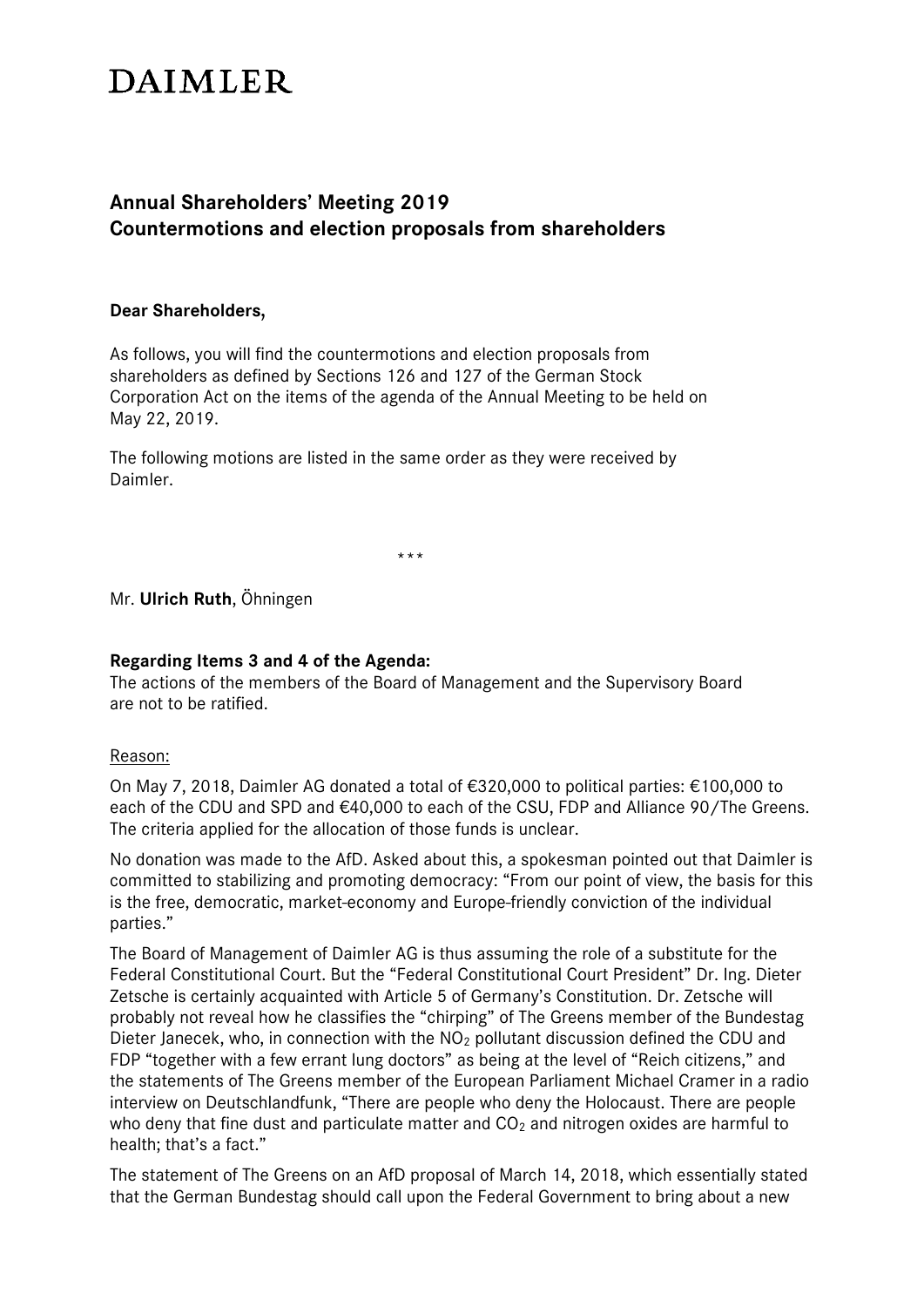# DAIMLER

## Annual Shareholders' Meeting 2019
## Countermotions and election proposals from shareholders

**Dear Shareholders,**

As follows, you will find the countermotions and election proposals from shareholders as defined by Sections 126 and 127 of the German Stock Corporation Act on the items of the agenda of the Annual Meeting to be held on May 22, 2019.

The following motions are listed in the same order as they were received by Daimler.

\*\*\*

Mr. **Ulrich Ruth**, Öhningen

**Regarding Items 3 and 4 of the Agenda:**
The actions of the members of the Board of Management and the Supervisory Board are not to be ratified.

Reason:

On May 7, 2018, Daimler AG donated a total of €320,000 to political parties: €100,000 to each of the CDU and SPD and €40,000 to each of the CSU, FDP and Alliance 90/The Greens. The criteria applied for the allocation of those funds is unclear.

No donation was made to the AfD. Asked about this, a spokesman pointed out that Daimler is committed to stabilizing and promoting democracy: "From our point of view, the basis for this is the free, democratic, market-economy and Europe-friendly conviction of the individual parties."

The Board of Management of Daimler AG is thus assuming the role of a substitute for the Federal Constitutional Court. But the "Federal Constitutional Court President" Dr. Ing. Dieter Zetsche is certainly acquainted with Article 5 of Germany's Constitution. Dr. Zetsche will probably not reveal how he classifies the "chirping" of The Greens member of the Bundestag Dieter Janecek, who, in connection with the $NO_2$ pollutant discussion defined the CDU and FDP "together with a few errant lung doctors" as being at the level of "Reich citizens," and the statements of The Greens member of the European Parliament Michael Cramer in a radio interview on Deutschlandfunk, "There are people who deny the Holocaust. There are people who deny that fine dust and particulate matter and $CO_2$ and nitrogen oxides are harmful to health; that's a fact."

The statement of The Greens on an AfD proposal of March 14, 2018, which essentially stated that the German Bundestag should call upon the Federal Government to bring about a new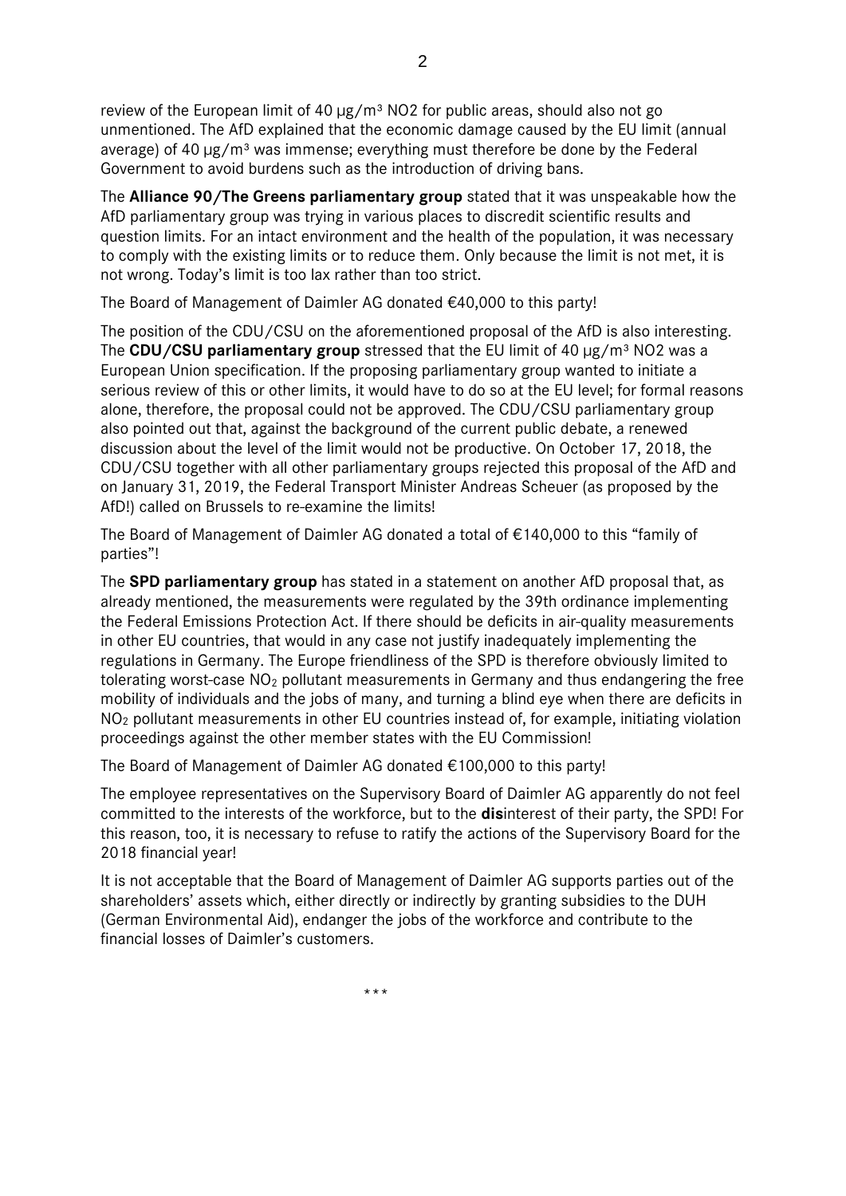review of the European limit of 40 µg/m³ NO2 for public areas, should also not go unmentioned. The AfD explained that the economic damage caused by the EU limit (annual average) of 40 µg/m³ was immense; everything must therefore be done by the Federal Government to avoid burdens such as the introduction of driving bans.

The **Alliance 90/The Greens parliamentary group** stated that it was unspeakable how the AfD parliamentary group was trying in various places to discredit scientific results and question limits. For an intact environment and the health of the population, it was necessary to comply with the existing limits or to reduce them. Only because the limit is not met, it is not wrong. Today's limit is too lax rather than too strict.

The Board of Management of Daimler AG donated €40,000 to this party!

The position of the CDU/CSU on the aforementioned proposal of the AfD is also interesting. The **CDU/CSU parliamentary group** stressed that the EU limit of 40 µg/m³ NO2 was a European Union specification. If the proposing parliamentary group wanted to initiate a serious review of this or other limits, it would have to do so at the EU level; for formal reasons alone, therefore, the proposal could not be approved. The CDU/CSU parliamentary group also pointed out that, against the background of the current public debate, a renewed discussion about the level of the limit would not be productive. On October 17, 2018, the CDU/CSU together with all other parliamentary groups rejected this proposal of the AfD and on January 31, 2019, the Federal Transport Minister Andreas Scheuer (as proposed by the AfD!) called on Brussels to re-examine the limits!

The Board of Management of Daimler AG donated a total of €140,000 to this "family of parties"!

The **SPD parliamentary group** has stated in a statement on another AfD proposal that, as already mentioned, the measurements were regulated by the 39th ordinance implementing the Federal Emissions Protection Act. If there should be deficits in air-quality measurements in other EU countries, that would in any case not justify inadequately implementing the regulations in Germany. The Europe friendliness of the SPD is therefore obviously limited to tolerating worst-case $NO_2$ pollutant measurements in Germany and thus endangering the free mobility of individuals and the jobs of many, and turning a blind eye when there are deficits in $NO_2$ pollutant measurements in other EU countries instead of, for example, initiating violation proceedings against the other member states with the EU Commission!

The Board of Management of Daimler AG donated €100,000 to this party!

The employee representatives on the Supervisory Board of Daimler AG apparently do not feel committed to the interests of the workforce, but to the **dis**interest of their party, the SPD! For this reason, too, it is necessary to refuse to ratify the actions of the Supervisory Board for the 2018 financial year!

It is not acceptable that the Board of Management of Daimler AG supports parties out of the shareholders' assets which, either directly or indirectly by granting subsidies to the DUH (German Environmental Aid), endanger the jobs of the workforce and contribute to the financial losses of Daimler's customers.

\*\*\*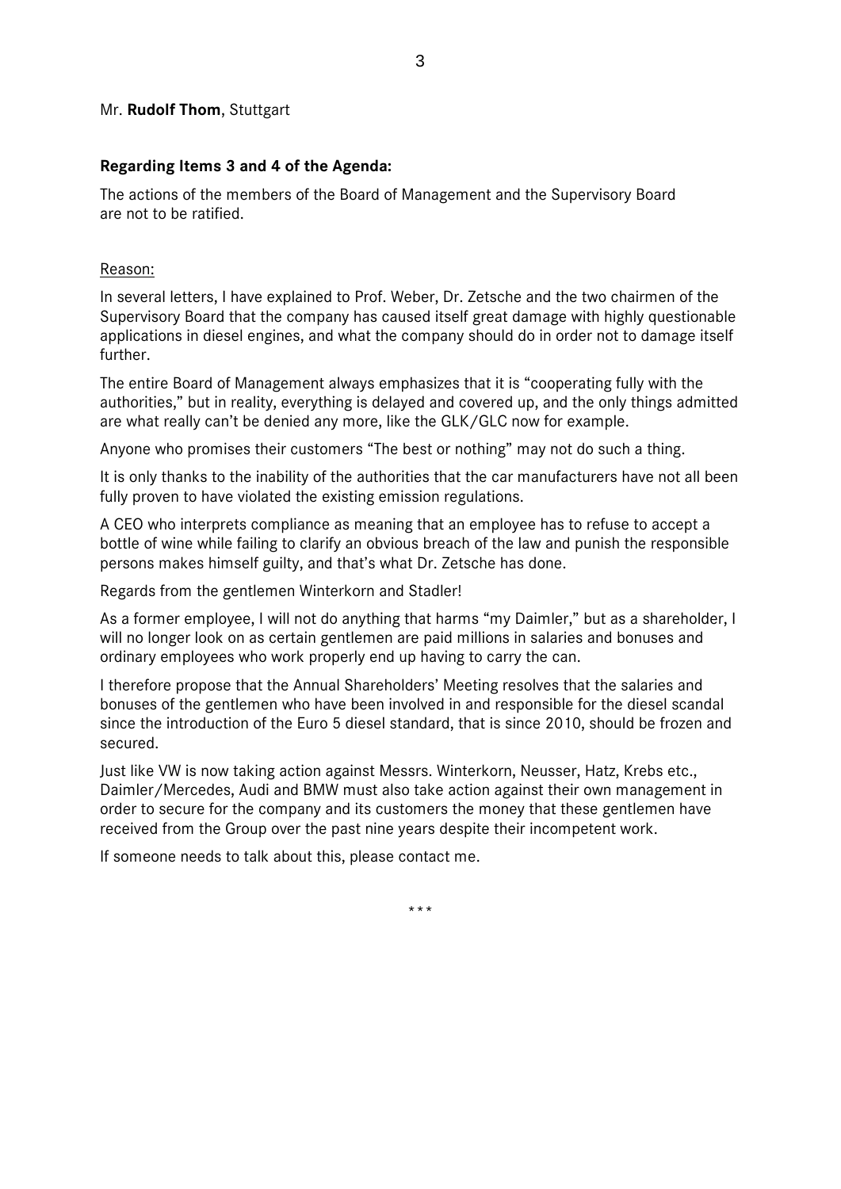Mr. **Rudolf Thom**, Stuttgart

**Regarding Items 3 and 4 of the Agenda:**

The actions of the members of the Board of Management and the Supervisory Board are not to be ratified.

Reason:

In several letters, I have explained to Prof. Weber, Dr. Zetsche and the two chairmen of the Supervisory Board that the company has caused itself great damage with highly questionable applications in diesel engines, and what the company should do in order not to damage itself further.

The entire Board of Management always emphasizes that it is "cooperating fully with the authorities," but in reality, everything is delayed and covered up, and the only things admitted are what really can't be denied any more, like the GLK/GLC now for example.

Anyone who promises their customers "The best or nothing" may not do such a thing.

It is only thanks to the inability of the authorities that the car manufacturers have not all been fully proven to have violated the existing emission regulations.

A CEO who interprets compliance as meaning that an employee has to refuse to accept a bottle of wine while failing to clarify an obvious breach of the law and punish the responsible persons makes himself guilty, and that's what Dr. Zetsche has done.

Regards from the gentlemen Winterkorn and Stadler!

As a former employee, I will not do anything that harms "my Daimler," but as a shareholder, I will no longer look on as certain gentlemen are paid millions in salaries and bonuses and ordinary employees who work properly end up having to carry the can.

I therefore propose that the Annual Shareholders' Meeting resolves that the salaries and bonuses of the gentlemen who have been involved in and responsible for the diesel scandal since the introduction of the Euro 5 diesel standard, that is since 2010, should be frozen and secured.

Just like VW is now taking action against Messrs. Winterkorn, Neusser, Hatz, Krebs etc., Daimler/Mercedes, Audi and BMW must also take action against their own management in order to secure for the company and its customers the money that these gentlemen have received from the Group over the past nine years despite their incompetent work.

If someone needs to talk about this, please contact me.

\*\*\*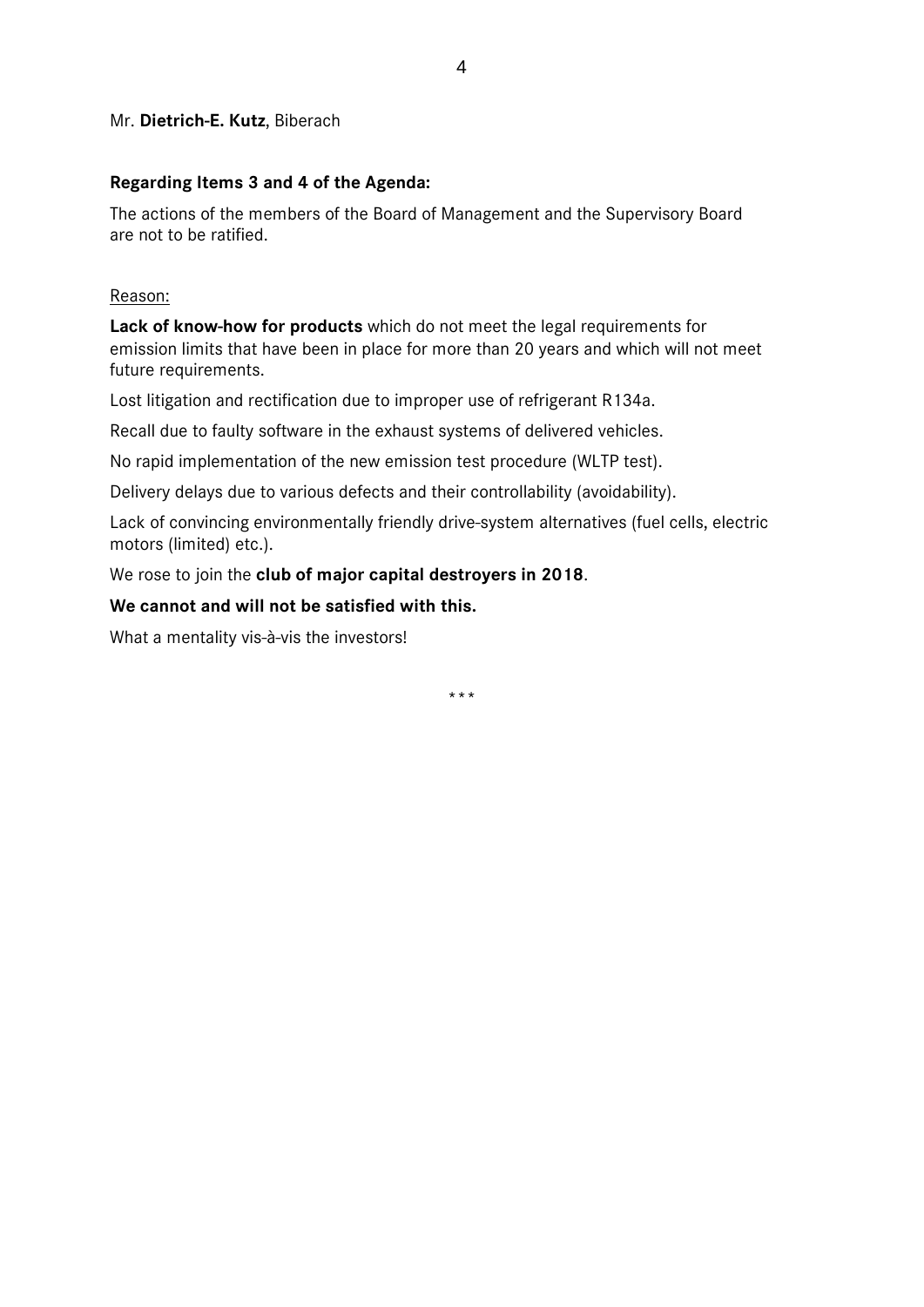Mr. **Dietrich-E. Kutz**, Biberach

**Regarding Items 3 and 4 of the Agenda:**

The actions of the members of the Board of Management and the Supervisory Board are not to be ratified.

Reason:

**Lack of know-how for products** which do not meet the legal requirements for emission limits that have been in place for more than 20 years and which will not meet future requirements.

Lost litigation and rectification due to improper use of refrigerant R134a.

Recall due to faulty software in the exhaust systems of delivered vehicles.

No rapid implementation of the new emission test procedure (WLTP test).

Delivery delays due to various defects and their controllability (avoidability).

Lack of convincing environmentally friendly drive-system alternatives (fuel cells, electric motors (limited) etc.).

We rose to join the **club of major capital destroyers in 2018**.

**We cannot and will not be satisfied with this.**

What a mentality vis-à-vis the investors!

\* \* \*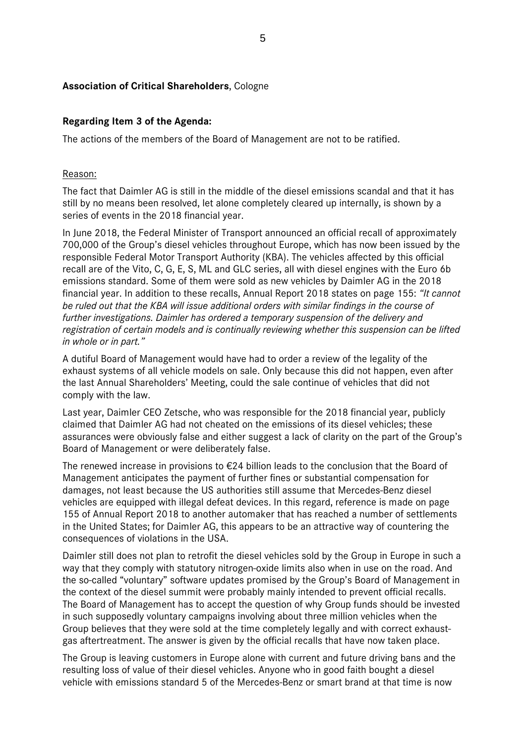**Association of Critical Shareholders**, Cologne

**Regarding Item 3 of the Agenda:**

The actions of the members of the Board of Management are not to be ratified.

Reason:

The fact that Daimler AG is still in the middle of the diesel emissions scandal and that it has still by no means been resolved, let alone completely cleared up internally, is shown by a series of events in the 2018 financial year.

In June 2018, the Federal Minister of Transport announced an official recall of approximately 700,000 of the Group's diesel vehicles throughout Europe, which has now been issued by the responsible Federal Motor Transport Authority (KBA). The vehicles affected by this official recall are of the Vito, C, G, E, S, ML and GLC series, all with diesel engines with the Euro 6b emissions standard. Some of them were sold as new vehicles by Daimler AG in the 2018 financial year. In addition to these recalls, Annual Report 2018 states on page 155: *"It cannot be ruled out that the KBA will issue additional orders with similar findings in the course of further investigations. Daimler has ordered a temporary suspension of the delivery and registration of certain models and is continually reviewing whether this suspension can be lifted in whole or in part."*

A dutiful Board of Management would have had to order a review of the legality of the exhaust systems of all vehicle models on sale. Only because this did not happen, even after the last Annual Shareholders' Meeting, could the sale continue of vehicles that did not comply with the law.

Last year, Daimler CEO Zetsche, who was responsible for the 2018 financial year, publicly claimed that Daimler AG had not cheated on the emissions of its diesel vehicles; these assurances were obviously false and either suggest a lack of clarity on the part of the Group's Board of Management or were deliberately false.

The renewed increase in provisions to €24 billion leads to the conclusion that the Board of Management anticipates the payment of further fines or substantial compensation for damages, not least because the US authorities still assume that Mercedes-Benz diesel vehicles are equipped with illegal defeat devices. In this regard, reference is made on page 155 of Annual Report 2018 to another automaker that has reached a number of settlements in the United States; for Daimler AG, this appears to be an attractive way of countering the consequences of violations in the USA.

Daimler still does not plan to retrofit the diesel vehicles sold by the Group in Europe in such a way that they comply with statutory nitrogen-oxide limits also when in use on the road. And the so-called "voluntary" software updates promised by the Group's Board of Management in the context of the diesel summit were probably mainly intended to prevent official recalls. The Board of Management has to accept the question of why Group funds should be invested in such supposedly voluntary campaigns involving about three million vehicles when the Group believes that they were sold at the time completely legally and with correct exhaust-gas aftertreatment. The answer is given by the official recalls that have now taken place.

The Group is leaving customers in Europe alone with current and future driving bans and the resulting loss of value of their diesel vehicles. Anyone who in good faith bought a diesel vehicle with emissions standard 5 of the Mercedes-Benz or smart brand at that time is now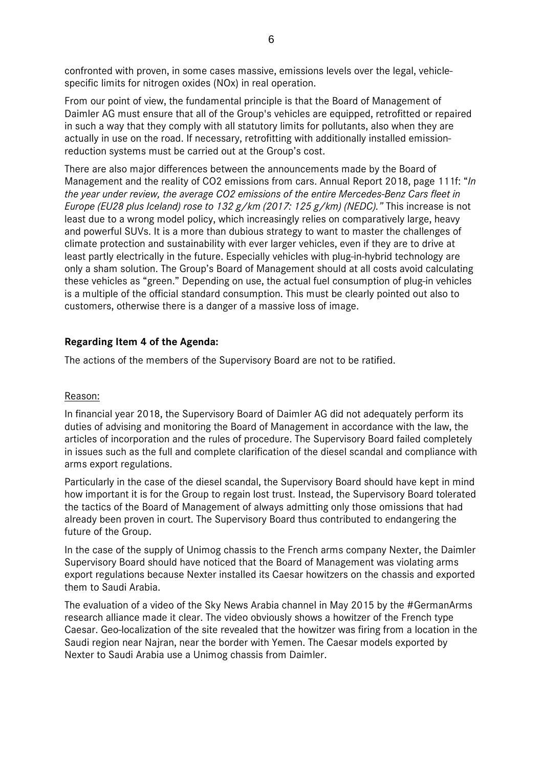confronted with proven, in some cases massive, emissions levels over the legal, vehicle-specific limits for nitrogen oxides (NOx) in real operation.

From our point of view, the fundamental principle is that the Board of Management of Daimler AG must ensure that all of the Group's vehicles are equipped, retrofitted or repaired in such a way that they comply with all statutory limits for pollutants, also when they are actually in use on the road. If necessary, retrofitting with additionally installed emission-reduction systems must be carried out at the Group's cost.

There are also major differences between the announcements made by the Board of Management and the reality of $CO_2$ emissions from cars. Annual Report 2018, page 111f: "*In the year under review, the average $CO_2$ emissions of the entire Mercedes-Benz Cars fleet in Europe (EU28 plus Iceland) rose to 132 g/km (2017: 125 g/km) (NEDC).*" This increase is not least due to a wrong model policy, which increasingly relies on comparatively large, heavy and powerful SUVs. It is a more than dubious strategy to want to master the challenges of climate protection and sustainability with ever larger vehicles, even if they are to drive at least partly electrically in the future. Especially vehicles with plug-in-hybrid technology are only a sham solution. The Group's Board of Management should at all costs avoid calculating these vehicles as "green." Depending on use, the actual fuel consumption of plug-in vehicles is a multiple of the official standard consumption. This must be clearly pointed out also to customers, otherwise there is a danger of a massive loss of image.

**Regarding Item 4 of the Agenda:**

The actions of the members of the Supervisory Board are not to be ratified.

Reason:

In financial year 2018, the Supervisory Board of Daimler AG did not adequately perform its duties of advising and monitoring the Board of Management in accordance with the law, the articles of incorporation and the rules of procedure. The Supervisory Board failed completely in issues such as the full and complete clarification of the diesel scandal and compliance with arms export regulations.

Particularly in the case of the diesel scandal, the Supervisory Board should have kept in mind how important it is for the Group to regain lost trust. Instead, the Supervisory Board tolerated the tactics of the Board of Management of always admitting only those omissions that had already been proven in court. The Supervisory Board thus contributed to endangering the future of the Group.

In the case of the supply of Unimog chassis to the French arms company Nexter, the Daimler Supervisory Board should have noticed that the Board of Management was violating arms export regulations because Nexter installed its Caesar howitzers on the chassis and exported them to Saudi Arabia.

The evaluation of a video of the Sky News Arabia channel in May 2015 by the #GermanArms research alliance made it clear. The video obviously shows a howitzer of the French type Caesar. Geo-localization of the site revealed that the howitzer was firing from a location in the Saudi region near Najran, near the border with Yemen. The Caesar models exported by Nexter to Saudi Arabia use a Unimog chassis from Daimler.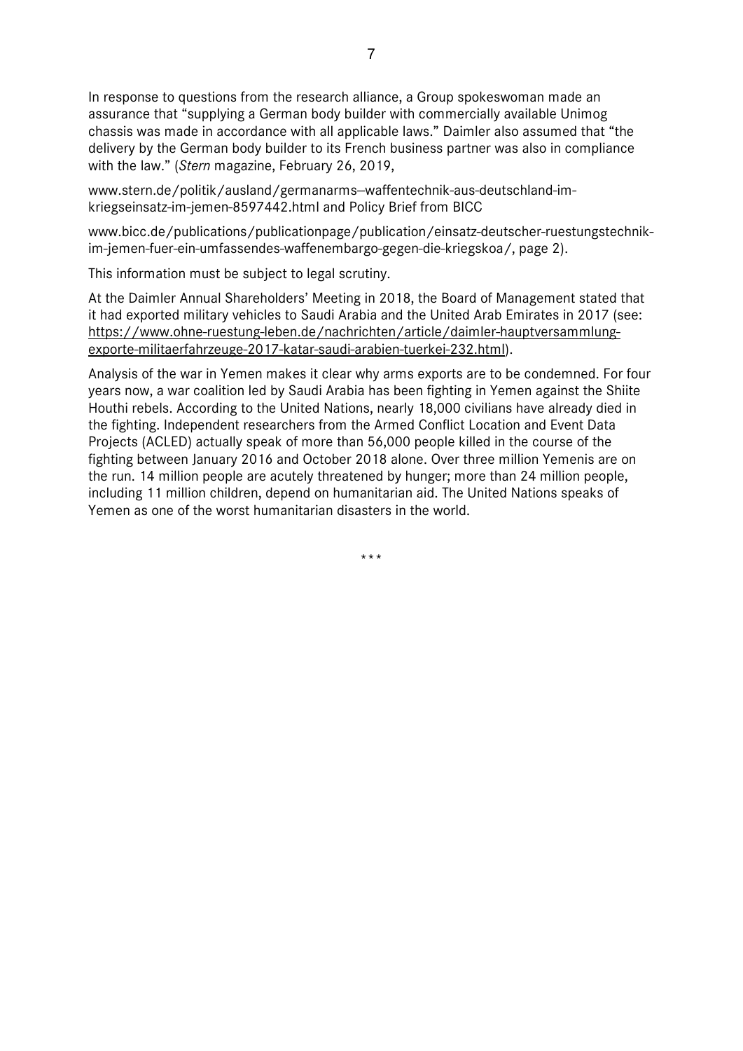In response to questions from the research alliance, a Group spokeswoman made an assurance that "supplying a German body builder with commercially available Unimog chassis was made in accordance with all applicable laws." Daimler also assumed that "the delivery by the German body builder to its French business partner was also in compliance with the law." (*Stern* magazine, February 26, 2019,

www.stern.de/politik/ausland/germanarms--waffentechnik-aus-deutschland-im-kriegseinsatz-im-jemen-8597442.html and Policy Brief from BICC

www.bicc.de/publications/publicationpage/publication/einsatz-deutscher-ruestungstechnik-im-jemen-fuer-ein-umfassendes-waffenembargo-gegen-die-kriegskoa/, page 2).

This information must be subject to legal scrutiny.

At the Daimler Annual Shareholders' Meeting in 2018, the Board of Management stated that it had exported military vehicles to Saudi Arabia and the United Arab Emirates in 2017 (see: https://www.ohne-ruestung-leben.de/nachrichten/article/daimler-hauptversammlung-exporte-militaerfahrzeuge-2017-katar-saudi-arabien-tuerkei-232.html).

Analysis of the war in Yemen makes it clear why arms exports are to be condemned. For four years now, a war coalition led by Saudi Arabia has been fighting in Yemen against the Shiite Houthi rebels. According to the United Nations, nearly 18,000 civilians have already died in the fighting. Independent researchers from the Armed Conflict Location and Event Data Projects (ACLED) actually speak of more than 56,000 people killed in the course of the fighting between January 2016 and October 2018 alone. Over three million Yemenis are on the run. 14 million people are acutely threatened by hunger; more than 24 million people, including 11 million children, depend on humanitarian aid. The United Nations speaks of Yemen as one of the worst humanitarian disasters in the world.

\*\*\*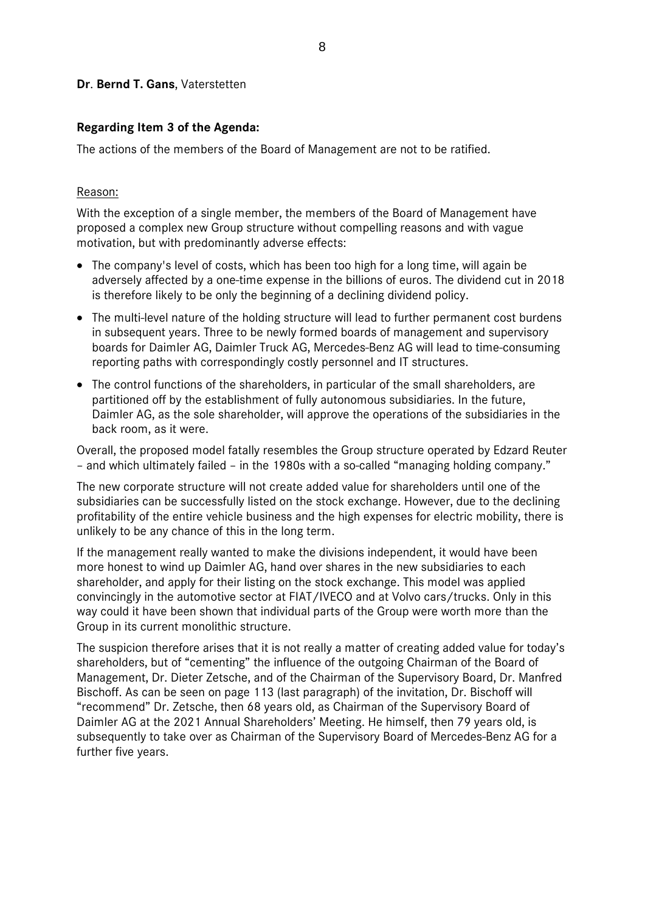**Dr. Bernd T. Gans**, Vaterstetten

**Regarding Item 3 of the Agenda:**

The actions of the members of the Board of Management are not to be ratified.

Reason:

With the exception of a single member, the members of the Board of Management have proposed a complex new Group structure without compelling reasons and with vague motivation, but with predominantly adverse effects:

- The company's level of costs, which has been too high for a long time, will again be adversely affected by a one-time expense in the billions of euros. The dividend cut in 2018 is therefore likely to be only the beginning of a declining dividend policy.
- The multi-level nature of the holding structure will lead to further permanent cost burdens in subsequent years. Three to be newly formed boards of management and supervisory boards for Daimler AG, Daimler Truck AG, Mercedes-Benz AG will lead to time-consuming reporting paths with correspondingly costly personnel and IT structures.
- The control functions of the shareholders, in particular of the small shareholders, are partitioned off by the establishment of fully autonomous subsidiaries. In the future, Daimler AG, as the sole shareholder, will approve the operations of the subsidiaries in the back room, as it were.

Overall, the proposed model fatally resembles the Group structure operated by Edzard Reuter – and which ultimately failed – in the 1980s with a so-called "managing holding company."

The new corporate structure will not create added value for shareholders until one of the subsidiaries can be successfully listed on the stock exchange. However, due to the declining profitability of the entire vehicle business and the high expenses for electric mobility, there is unlikely to be any chance of this in the long term.

If the management really wanted to make the divisions independent, it would have been more honest to wind up Daimler AG, hand over shares in the new subsidiaries to each shareholder, and apply for their listing on the stock exchange. This model was applied convincingly in the automotive sector at FIAT/IVECO and at Volvo cars/trucks. Only in this way could it have been shown that individual parts of the Group were worth more than the Group in its current monolithic structure.

The suspicion therefore arises that it is not really a matter of creating added value for today's shareholders, but of "cementing" the influence of the outgoing Chairman of the Board of Management, Dr. Dieter Zetsche, and of the Chairman of the Supervisory Board, Dr. Manfred Bischoff. As can be seen on page 113 (last paragraph) of the invitation, Dr. Bischoff will "recommend" Dr. Zetsche, then 68 years old, as Chairman of the Supervisory Board of Daimler AG at the 2021 Annual Shareholders' Meeting. He himself, then 79 years old, is subsequently to take over as Chairman of the Supervisory Board of Mercedes-Benz AG for a further five years.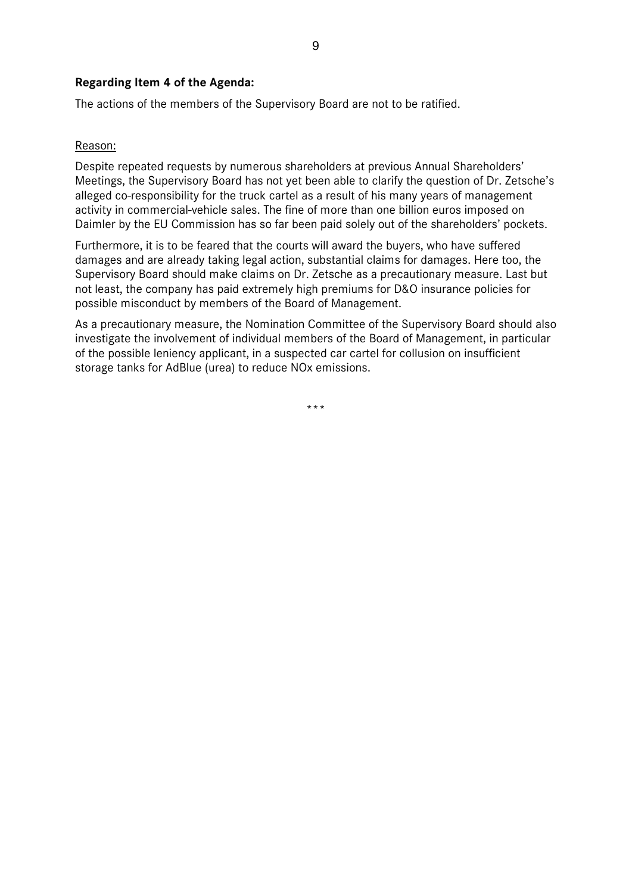**Regarding Item 4 of the Agenda:**

The actions of the members of the Supervisory Board are not to be ratified.

Reason:

Despite repeated requests by numerous shareholders at previous Annual Shareholders' Meetings, the Supervisory Board has not yet been able to clarify the question of Dr. Zetsche's alleged co-responsibility for the truck cartel as a result of his many years of management activity in commercial-vehicle sales. The fine of more than one billion euros imposed on Daimler by the EU Commission has so far been paid solely out of the shareholders' pockets.

Furthermore, it is to be feared that the courts will award the buyers, who have suffered damages and are already taking legal action, substantial claims for damages. Here too, the Supervisory Board should make claims on Dr. Zetsche as a precautionary measure. Last but not least, the company has paid extremely high premiums for D&O insurance policies for possible misconduct by members of the Board of Management.

As a precautionary measure, the Nomination Committee of the Supervisory Board should also investigate the involvement of individual members of the Board of Management, in particular of the possible leniency applicant, in a suspected car cartel for collusion on insufficient storage tanks for AdBlue (urea) to reduce NOx emissions.

\* \* \*